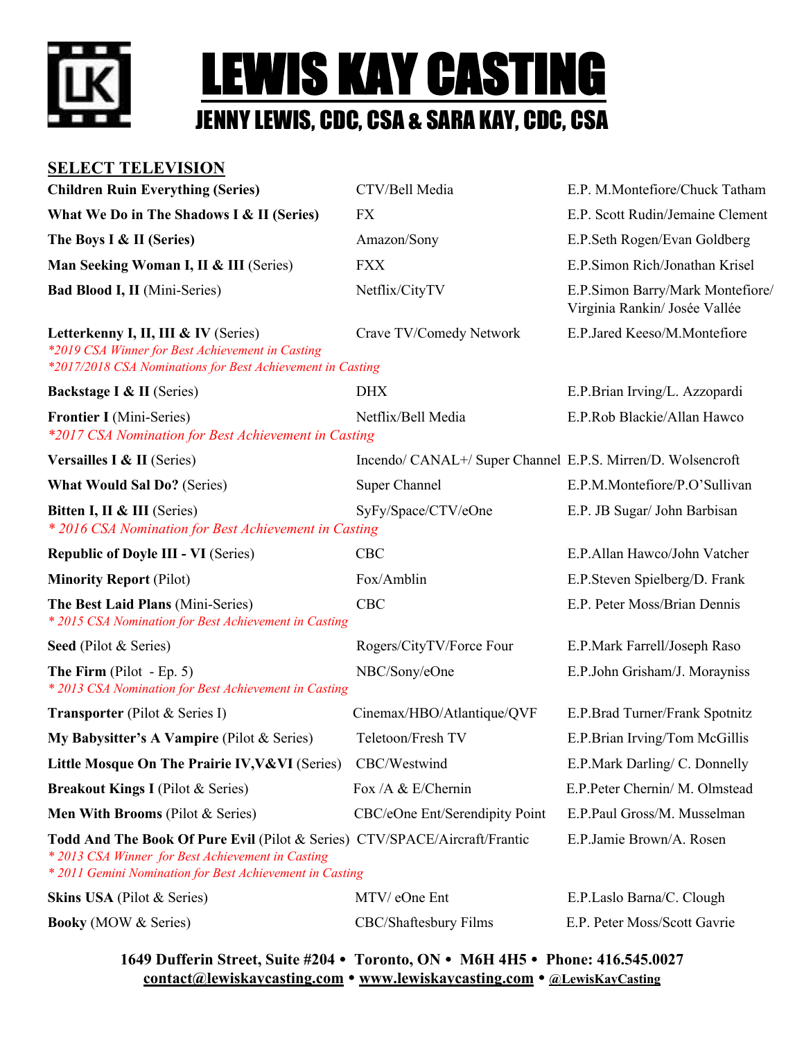# LEWIS KAY CASTING

## JENNY LEWIS, CDC, CSA & SARA KAY, CDC, CSA

### SELECT TELEVISION

| | | |
|---|---|---|
| **Children Ruin Everything (Series)** | CTV/Bell Media | E.P. M.Montefiore/Chuck Tatham |
| **What We Do in The Shadows I & II (Series)** | FX | E.P. Scott Rudin/Jemaine Clement |
| **The Boys I & II (Series)** | Amazon/Sony | E.P.Seth Rogen/Evan Goldberg |
| **Man Seeking Woman I, II & III** (Series) | FXX | E.P.Simon Rich/Jonathan Krisel |
| **Bad Blood I, II** (Mini-Series) | Netflix/CityTV | E.P.Simon Barry/Mark Montefiore/ Virginia Rankin/ Josée Vallée |
| **Letterkenny I, II, III & IV** (Series) *\*2019 CSA Winner for Best Achievement in Casting* *\*2017/2018 CSA Nominations for Best Achievement in Casting* | Crave TV/Comedy Network | E.P.Jared Keeso/M.Montefiore |
| **Backstage I & II** (Series) | DHX | E.P.Brian Irving/L. Azzopardi |
| **Frontier I** (Mini-Series) *\*2017 CSA Nomination for Best Achievement in Casting* | Netflix/Bell Media | E.P.Rob Blackie/Allan Hawco |
| **Versailles I & II** (Series) | Incendo/ CANAL+/ Super Channel | E.P.S. Mirren/D. Wolsencroft |
| **What Would Sal Do?** (Series) | Super Channel | E.P.M.Montefiore/P.O'Sullivan |
| **Bitten I, II & III** (Series) *\* 2016 CSA Nomination for Best Achievement in Casting* | SyFy/Space/CTV/eOne | E.P. JB Sugar/ John Barbisan |
| **Republic of Doyle III - VI** (Series) | CBC | E.P.Allan Hawco/John Vatcher |
| **Minority Report** (Pilot) | Fox/Amblin | E.P.Steven Spielberg/D. Frank |
| **The Best Laid Plans** (Mini-Series) *\* 2015 CSA Nomination for Best Achievement in Casting* | CBC | E.P. Peter Moss/Brian Dennis |
| **Seed** (Pilot & Series) | Rogers/CityTV/Force Four | E.P.Mark Farrell/Joseph Raso |
| **The Firm** (Pilot - Ep. 5) *\* 2013 CSA Nomination for Best Achievement in Casting* | NBC/Sony/eOne | E.P.John Grisham/J. Morayniss |
| **Transporter** (Pilot & Series I) | Cinemax/HBO/Atlantique/QVF | E.P.Brad Turner/Frank Spotnitz |
| **My Babysitter's A Vampire** (Pilot & Series) | Teletoon/Fresh TV | E.P.Brian Irving/Tom McGillis |
| **Little Mosque On The Prairie IV,V&VI** (Series) | CBC/Westwind | E.P.Mark Darling/ C. Donnelly |
| **Breakout Kings I** (Pilot & Series) | Fox /A & E/Chernin | E.P.Peter Chernin/ M. Olmstead |
| **Men With Brooms** (Pilot & Series) | CBC/eOne Ent/Serendipity Point | E.P.Paul Gross/M. Musselman |
| **Todd And The Book Of Pure Evil** (Pilot & Series) *\* 2013 CSA Winner for Best Achievement in Casting* *\* 2011 Gemini Nomination for Best Achievement in Casting* | CTV/SPACE/Aircraft/Frantic | E.P.Jamie Brown/A. Rosen |
| **Skins USA** (Pilot & Series) | MTV/ eOne Ent | E.P.Laslo Barna/C. Clough |
| **Booky** (MOW & Series) | CBC/Shaftesbury Films | E.P. Peter Moss/Scott Gavrie |

**1649 Dufferin Street, Suite #204 • Toronto, ON • M6H 4H5 • Phone: 416.545.0027**
**contact@lewiskaycasting.com • www.lewiskaycasting.com • @LewisKayCasting**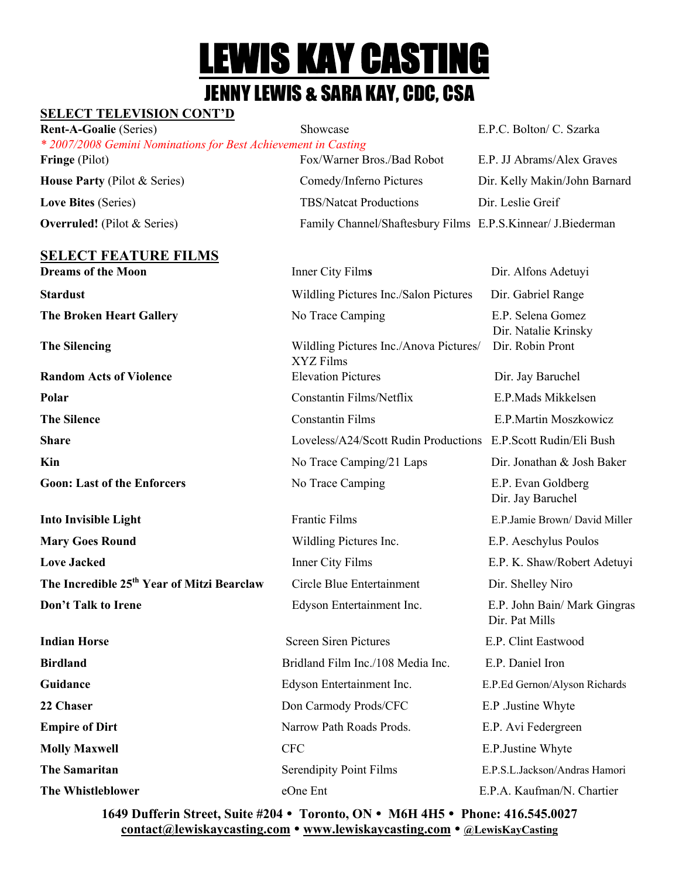# LEWIS KAY CASTING

## JENNY LEWIS & SARA KAY, CDC, CSA

### SELECT TELEVISION CONT'D

| | | |
|---|---|---|
| **Rent-A-Goalie** (Series) | Showcase | E.P.C. Bolton/ C. Szarka |
| *\* 2007/2008 Gemini Nominations for Best Achievement in Casting* | | |
| **Fringe** (Pilot) | Fox/Warner Bros./Bad Robot | E.P. JJ Abrams/Alex Graves |
| **House Party** (Pilot & Series) | Comedy/Inferno Pictures | Dir. Kelly Makin/John Barnard |
| **Love Bites** (Series) | TBS/Natcat Productions | Dir. Leslie Greif |
| **Overruled!** (Pilot & Series) | Family Channel/Shaftesbury Films | E.P.S.Kinnear/ J.Biederman |

### SELECT FEATURE FILMS

| | | |
|---|---|---|
| **Dreams of the Moon** | Inner City Films | Dir. Alfons Adetuyi |
| **Stardust** | Wildling Pictures Inc./Salon Pictures | Dir. Gabriel Range |
| **The Broken Heart Gallery** | No Trace Camping | E.P. Selena Gomez<br>Dir. Natalie Krinsky |
| **The Silencing** | Wildling Pictures Inc./Anova Pictures/ XYZ Films | Dir. Robin Pront |
| **Random Acts of Violence** | Elevation Pictures | Dir. Jay Baruchel |
| **Polar** | Constantin Films/Netflix | E.P.Mads Mikkelsen |
| **The Silence** | Constantin Films | E.P.Martin Moszkowicz |
| **Share** | Loveless/A24/Scott Rudin Productions | E.P.Scott Rudin/Eli Bush |
| **Kin** | No Trace Camping/21 Laps | Dir. Jonathan & Josh Baker |
| **Goon: Last of the Enforcers** | No Trace Camping | E.P. Evan Goldberg<br>Dir. Jay Baruchel |
| **Into Invisible Light** | Frantic Films | E.P.Jamie Brown/ David Miller |
| **Mary Goes Round** | Wildling Pictures Inc. | E.P. Aeschylus Poulos |
| **Love Jacked** | Inner City Films | E.P. K. Shaw/Robert Adetuyi |
| **The Incredible 25th Year of Mitzi Bearclaw** | Circle Blue Entertainment | Dir. Shelley Niro |
| **Don't Talk to Irene** | Edyson Entertainment Inc. | E.P. John Bain/ Mark Gingras<br>Dir. Pat Mills |
| **Indian Horse** | Screen Siren Pictures | E.P. Clint Eastwood |
| **Birdland** | Bridland Film Inc./108 Media Inc. | E.P. Daniel Iron |
| **Guidance** | Edyson Entertainment Inc. | E.P.Ed Gernon/Alyson Richards |
| **22 Chaser** | Don Carmody Prods/CFC | E.P .Justine Whyte |
| **Empire of Dirt** | Narrow Path Roads Prods. | E.P. Avi Federgreen |
| **Molly Maxwell** | CFC | E.P.Justine Whyte |
| **The Samaritan** | Serendipity Point Films | E.P.S.L.Jackson/Andras Hamori |
| **The Whistleblower** | eOne Ent | E.P.A. Kaufman/N. Chartier |

**1649 Dufferin Street, Suite #204 • Toronto, ON • M6H 4H5 • Phone: 416.545.0027**
**contact@lewiskaycasting.com • www.lewiskaycasting.com • @LewisKayCasting**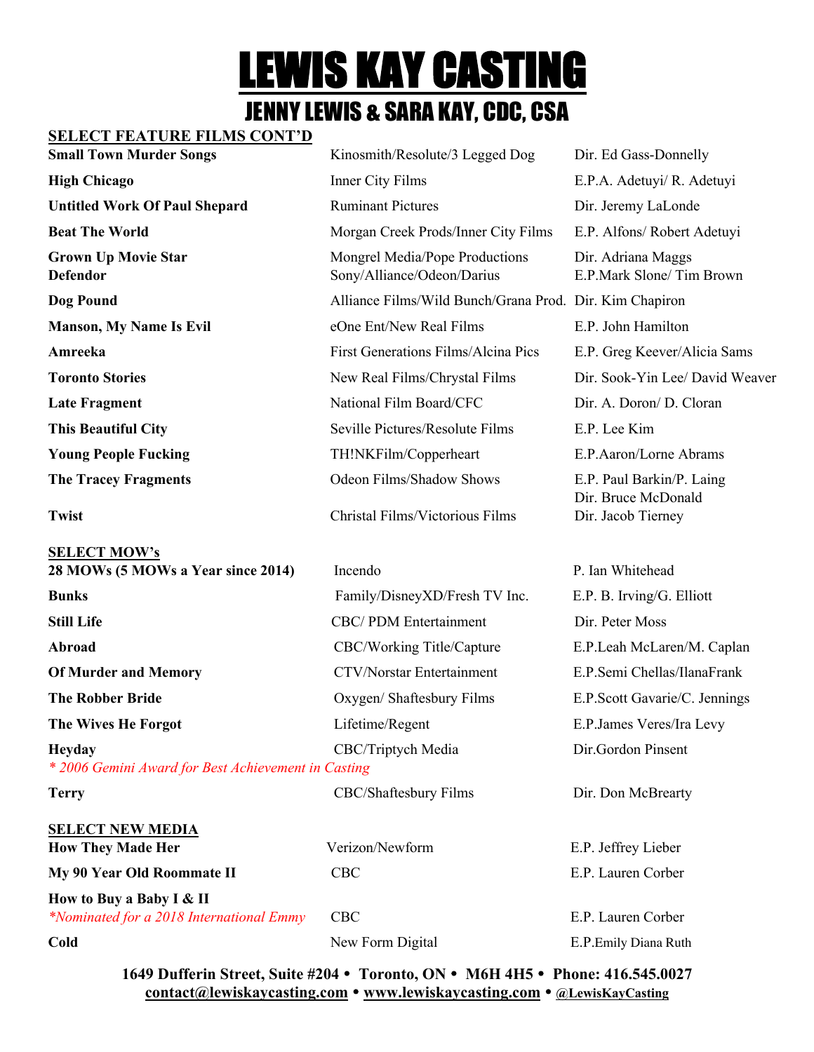# LEWIS KAY CASTING

## JENNY LEWIS & SARA KAY, CDC, CSA

**SELECT FEATURE FILMS CONT'D**

| | | |
|---|---|---|
| **Small Town Murder Songs** | Kinosmith/Resolute/3 Legged Dog | Dir. Ed Gass-Donnelly |
| **High Chicago** | Inner City Films | E.P.A. Adetuyi/ R. Adetuyi |
| **Untitled Work Of Paul Shepard** | Ruminant Pictures | Dir. Jeremy LaLonde |
| **Beat The World** | Morgan Creek Prods/Inner City Films | E.P. Alfons/ Robert Adetuyi |
| **Grown Up Movie Star** | Mongrel Media/Pope Productions | Dir. Adriana Maggs |
| **Defendor** | Sony/Alliance/Odeon/Darius | E.P.Mark Slone/ Tim Brown |
| **Dog Pound** | Alliance Films/Wild Bunch/Grana Prod. | Dir. Kim Chapiron |
| **Manson, My Name Is Evil** | eOne Ent/New Real Films | E.P. John Hamilton |
| **Amreeka** | First Generations Films/Alcina Pics | E.P. Greg Keever/Alicia Sams |
| **Toronto Stories** | New Real Films/Chrystal Films | Dir. Sook-Yin Lee/ David Weaver |
| **Late Fragment** | National Film Board/CFC | Dir. A. Doron/ D. Cloran |
| **This Beautiful City** | Seville Pictures/Resolute Films | E.P. Lee Kim |
| **Young People Fucking** | TH!NKFilm/Copperheart | E.P.Aaron/Lorne Abrams |
| **The Tracey Fragments** | Odeon Films/Shadow Shows | E.P. Paul Barkin/P. Laing<br>Dir. Bruce McDonald |
| **Twist** | Christal Films/Victorious Films | Dir. Jacob Tierney |

**SELECT MOW's**

| | | |
|---|---|---|
| **28 MOWs (5 MOWs a Year since 2014)** | Incendo | P. Ian Whitehead |
| **Bunks** | Family/DisneyXD/Fresh TV Inc. | E.P. B. Irving/G. Elliott |
| **Still Life** | CBC/ PDM Entertainment | Dir. Peter Moss |
| **Abroad** | CBC/Working Title/Capture | E.P.Leah McLaren/M. Caplan |
| **Of Murder and Memory** | CTV/Norstar Entertainment | E.P.Semi Chellas/IlanaFrank |
| **The Robber Bride** | Oxygen/ Shaftesbury Films | E.P.Scott Gavarie/C. Jennings |
| **The Wives He Forgot** | Lifetime/Regent | E.P.James Veres/Ira Levy |
| **Heyday**<br>*\* 2006 Gemini Award for Best Achievement in Casting* | CBC/Triptych Media | Dir.Gordon Pinsent |
| **Terry** | CBC/Shaftesbury Films | Dir. Don McBrearty |

**SELECT NEW MEDIA**

| | | |
|---|---|---|
| **How They Made Her** | Verizon/Newform | E.P. Jeffrey Lieber |
| **My 90 Year Old Roommate II** | CBC | E.P. Lauren Corber |
| **How to Buy a Baby I & II**<br>*\*Nominated for a 2018 International Emmy* | CBC | E.P. Lauren Corber |
| **Cold** | New Form Digital | E.P.Emily Diana Ruth |

**1649 Dufferin Street, Suite #204 • Toronto, ON • M6H 4H5 • Phone: 416.545.0027**
**contact@lewiskaycasting.com • www.lewiskaycasting.com • @LewisKayCasting**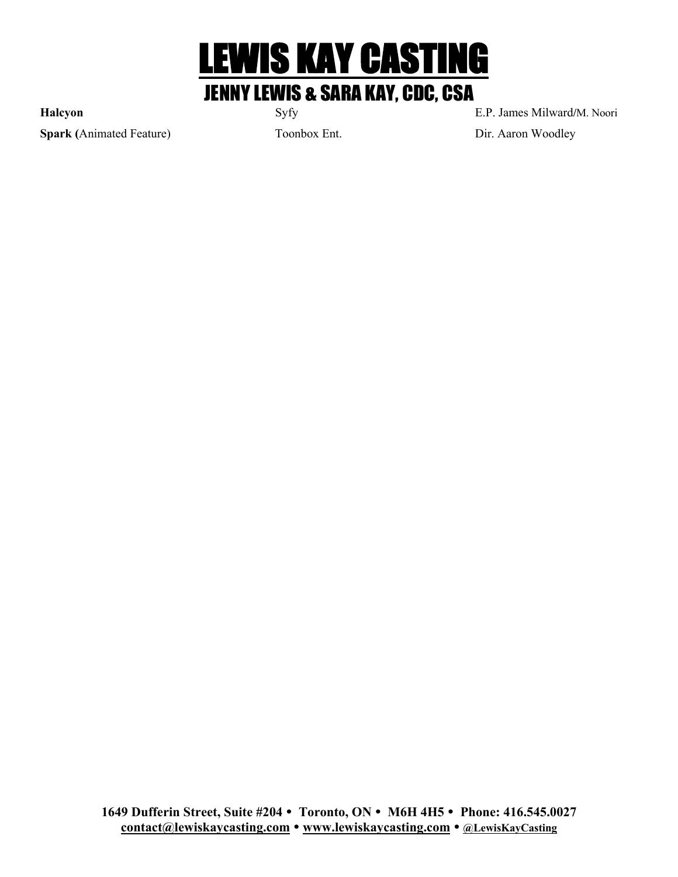# LEWIS KAY CASTING

## JENNY LEWIS & SARA KAY, CDC, CSA

| | | |
|---|---|---|
| **Halcyon** | Syfy | E.P. James Milward/M. Noori |
| **Spark (**Animated Feature) | Toonbox Ent. | Dir. Aaron Woodley |

**1649 Dufferin Street, Suite #204 • Toronto, ON • M6H 4H5 • Phone: 416.545.0027**
**contact@lewiskaycasting.com • www.lewiskaycasting.com • @LewisKayCasting**